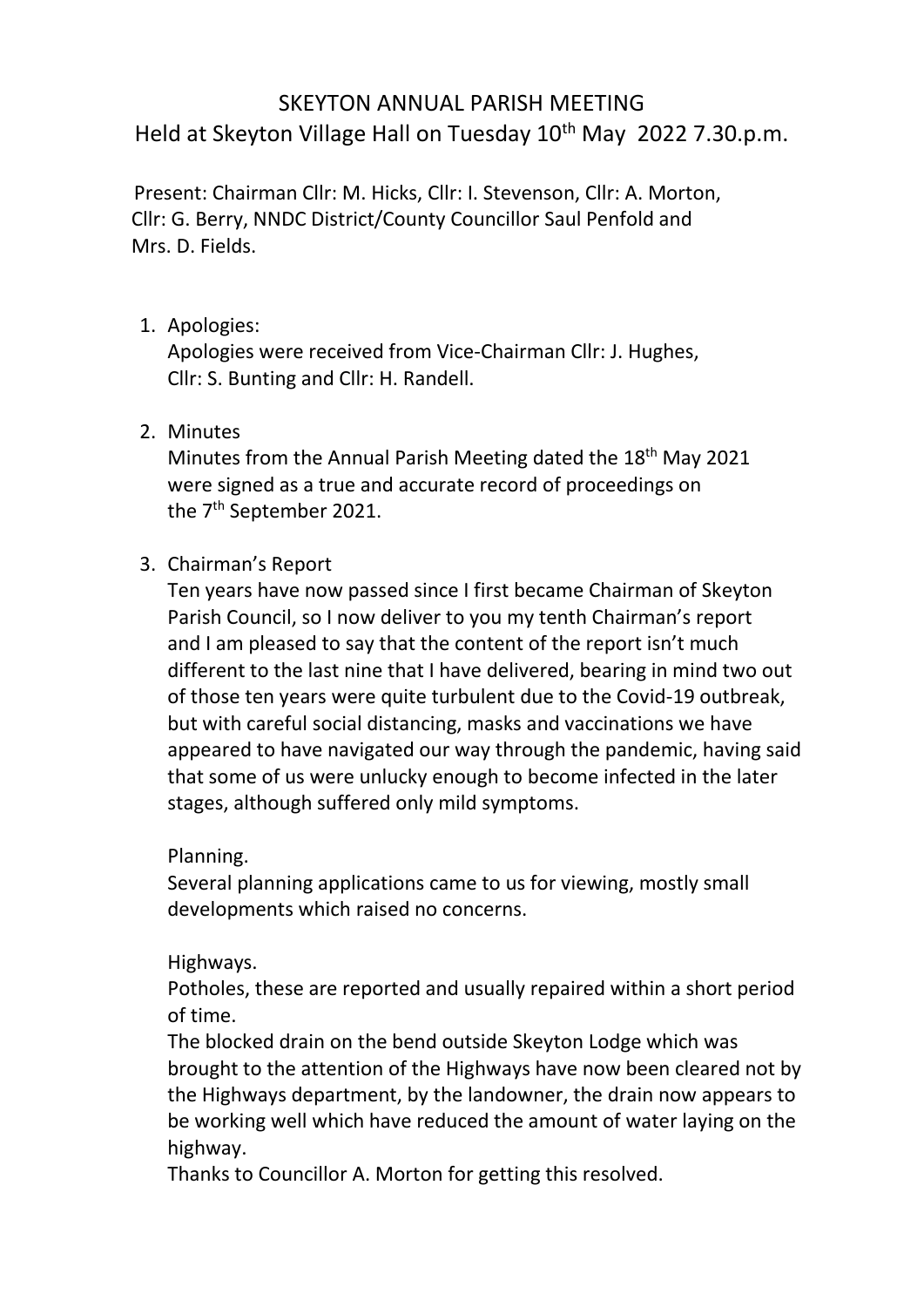# SKEYTON ANNUAL PARISH MEETING

## Held at Skeyton Village Hall on Tuesday 10th May 2022 7.30.p.m.

Present: Chairman Cllr: M. Hicks, Cllr: I. Stevenson, Cllr: A. Morton, Cllr: G. Berry, NNDC District/County Councillor Saul Penfold and Mrs. D. Fields.

1. Apologies:
   Apologies were received from Vice-Chairman Cllr: J. Hughes, Cllr: S. Bunting and Cllr: H. Randell.

2. Minutes
   Minutes from the Annual Parish Meeting dated the 18th May 2021 were signed as a true and accurate record of proceedings on the 7th September 2021.

3. Chairman's Report
   Ten years have now passed since I first became Chairman of Skeyton Parish Council, so I now deliver to you my tenth Chairman's report and I am pleased to say that the content of the report isn't much different to the last nine that I have delivered, bearing in mind two out of those ten years were quite turbulent due to the Covid-19 outbreak, but with careful social distancing, masks and vaccinations we have appeared to have navigated our way through the pandemic, having said that some of us were unlucky enough to become infected in the later stages, although suffered only mild symptoms.

   Planning.
   Several planning applications came to us for viewing, mostly small developments which raised no concerns.

   Highways.
   Potholes, these are reported and usually repaired within a short period of time.
   The blocked drain on the bend outside Skeyton Lodge which was brought to the attention of the Highways have now been cleared not by the Highways department, by the landowner, the drain now appears to be working well which have reduced the amount of water laying on the highway.
   Thanks to Councillor A. Morton for getting this resolved.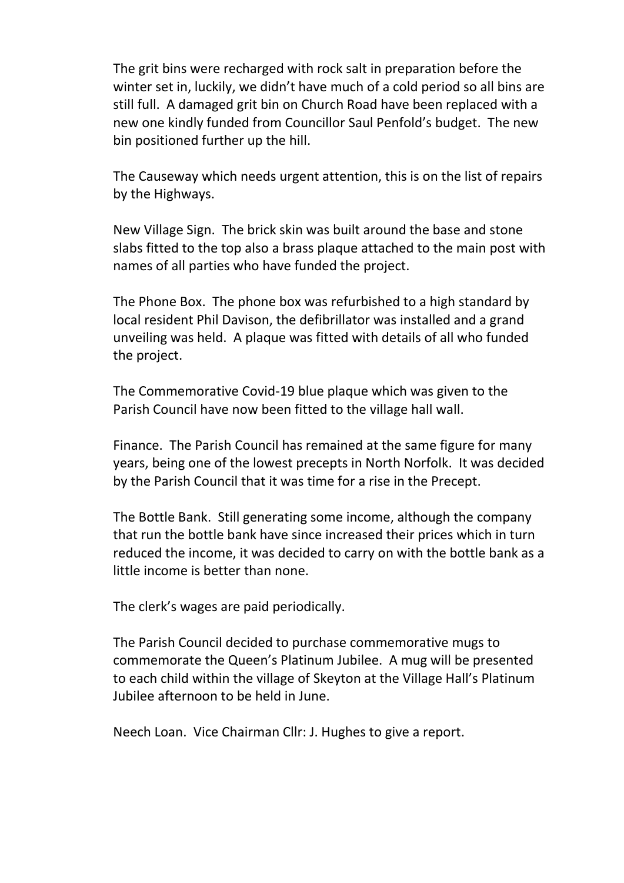The grit bins were recharged with rock salt in preparation before the winter set in, luckily, we didn't have much of a cold period so all bins are still full. A damaged grit bin on Church Road have been replaced with a new one kindly funded from Councillor Saul Penfold's budget. The new bin positioned further up the hill.

The Causeway which needs urgent attention, this is on the list of repairs by the Highways.

New Village Sign. The brick skin was built around the base and stone slabs fitted to the top also a brass plaque attached to the main post with names of all parties who have funded the project.

The Phone Box. The phone box was refurbished to a high standard by local resident Phil Davison, the defibrillator was installed and a grand unveiling was held. A plaque was fitted with details of all who funded the project.

The Commemorative Covid-19 blue plaque which was given to the Parish Council have now been fitted to the village hall wall.

Finance. The Parish Council has remained at the same figure for many years, being one of the lowest precepts in North Norfolk. It was decided by the Parish Council that it was time for a rise in the Precept.

The Bottle Bank. Still generating some income, although the company that run the bottle bank have since increased their prices which in turn reduced the income, it was decided to carry on with the bottle bank as a little income is better than none.

The clerk's wages are paid periodically.

The Parish Council decided to purchase commemorative mugs to commemorate the Queen's Platinum Jubilee. A mug will be presented to each child within the village of Skeyton at the Village Hall's Platinum Jubilee afternoon to be held in June.

Neech Loan. Vice Chairman Cllr: J. Hughes to give a report.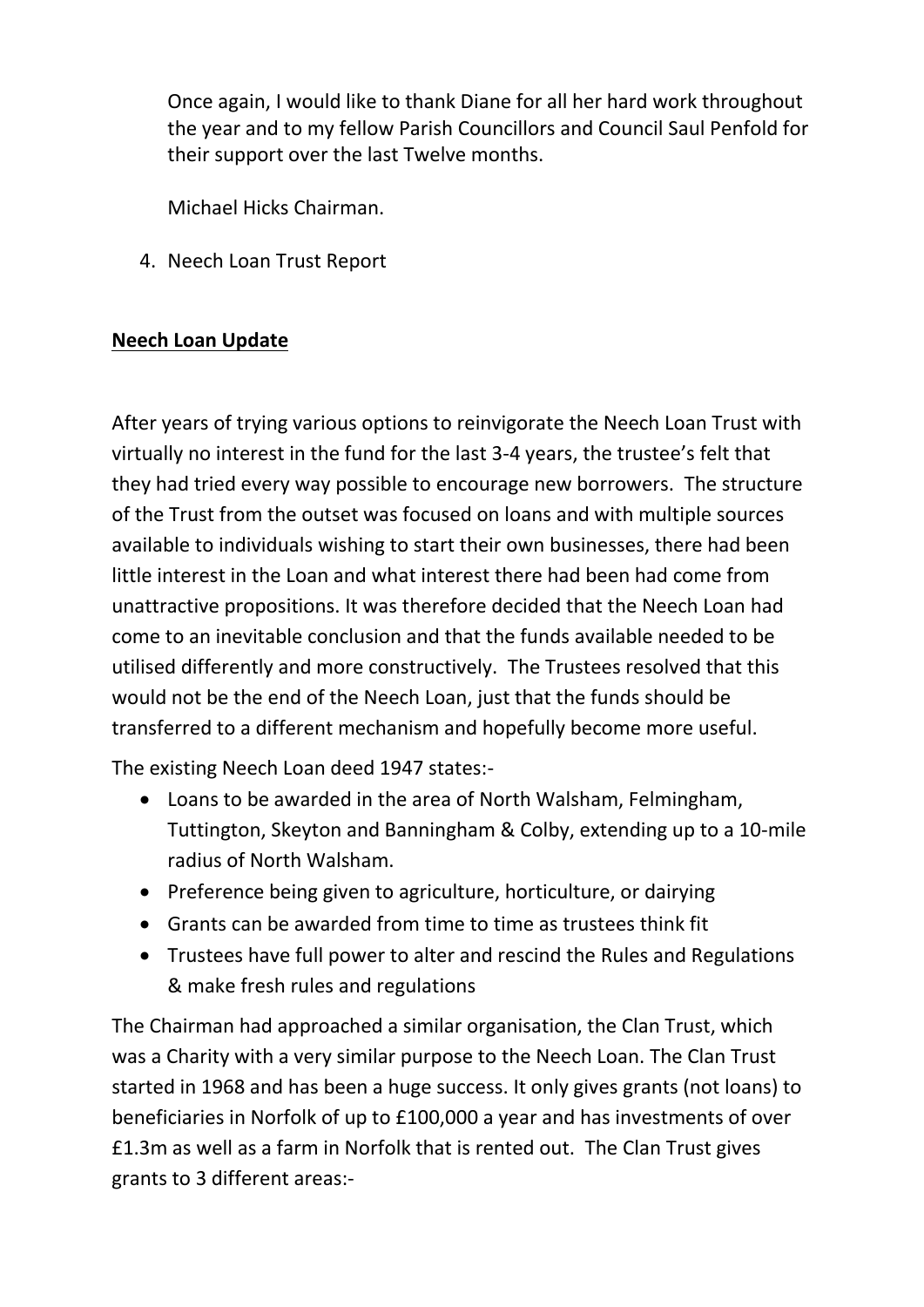Once again, I would like to thank Diane for all her hard work throughout the year and to my fellow Parish Councillors and Council Saul Penfold for their support over the last Twelve months.

Michael Hicks Chairman.

4. Neech Loan Trust Report

**Neech Loan Update**

After years of trying various options to reinvigorate the Neech Loan Trust with virtually no interest in the fund for the last 3-4 years, the trustee's felt that they had tried every way possible to encourage new borrowers. The structure of the Trust from the outset was focused on loans and with multiple sources available to individuals wishing to start their own businesses, there had been little interest in the Loan and what interest there had been had come from unattractive propositions. It was therefore decided that the Neech Loan had come to an inevitable conclusion and that the funds available needed to be utilised differently and more constructively. The Trustees resolved that this would not be the end of the Neech Loan, just that the funds should be transferred to a different mechanism and hopefully become more useful.

The existing Neech Loan deed 1947 states:-

- Loans to be awarded in the area of North Walsham, Felmingham, Tuttington, Skeyton and Banningham & Colby, extending up to a 10-mile radius of North Walsham.
- Preference being given to agriculture, horticulture, or dairying
- Grants can be awarded from time to time as trustees think fit
- Trustees have full power to alter and rescind the Rules and Regulations & make fresh rules and regulations

The Chairman had approached a similar organisation, the Clan Trust, which was a Charity with a very similar purpose to the Neech Loan. The Clan Trust started in 1968 and has been a huge success. It only gives grants (not loans) to beneficiaries in Norfolk of up to £100,000 a year and has investments of over £1.3m as well as a farm in Norfolk that is rented out. The Clan Trust gives grants to 3 different areas:-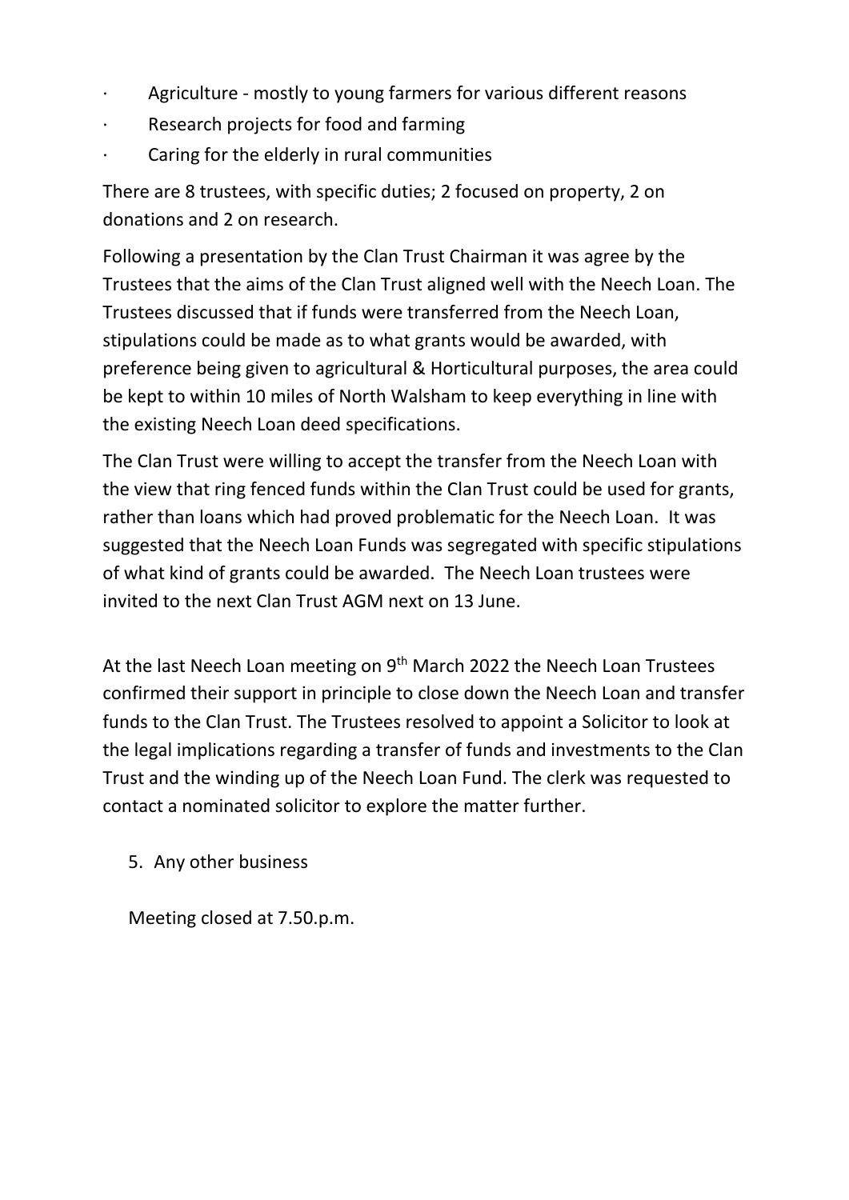- Agriculture - mostly to young farmers for various different reasons
- Research projects for food and farming
- Caring for the elderly in rural communities

There are 8 trustees, with specific duties; 2 focused on property, 2 on donations and 2 on research.

Following a presentation by the Clan Trust Chairman it was agree by the Trustees that the aims of the Clan Trust aligned well with the Neech Loan. The Trustees discussed that if funds were transferred from the Neech Loan, stipulations could be made as to what grants would be awarded, with preference being given to agricultural & Horticultural purposes, the area could be kept to within 10 miles of North Walsham to keep everything in line with the existing Neech Loan deed specifications.

The Clan Trust were willing to accept the transfer from the Neech Loan with the view that ring fenced funds within the Clan Trust could be used for grants, rather than loans which had proved problematic for the Neech Loan. It was suggested that the Neech Loan Funds was segregated with specific stipulations of what kind of grants could be awarded. The Neech Loan trustees were invited to the next Clan Trust AGM next on 13 June.

At the last Neech Loan meeting on 9th March 2022 the Neech Loan Trustees confirmed their support in principle to close down the Neech Loan and transfer funds to the Clan Trust. The Trustees resolved to appoint a Solicitor to look at the legal implications regarding a transfer of funds and investments to the Clan Trust and the winding up of the Neech Loan Fund. The clerk was requested to contact a nominated solicitor to explore the matter further.

5. Any other business

Meeting closed at 7.50.p.m.